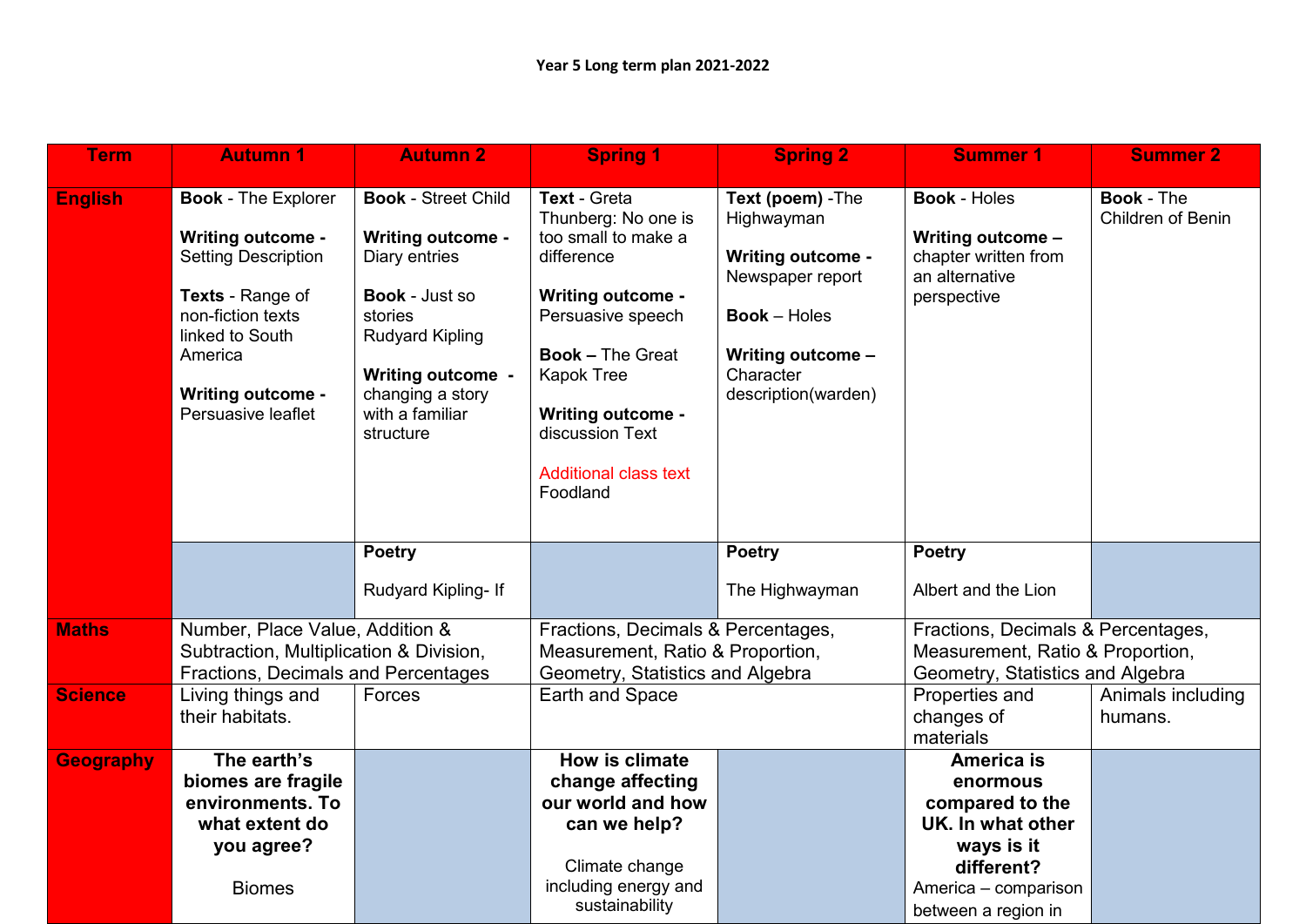**Year 5 Long term plan 2021-2022**

| Term | Autumn 1 | Autumn 2 | Spring 1 | Spring 2 | Summer 1 | Summer 2 |
|---|---|---|---|---|---|---|
| **English** | **Book** - The Explorer<br><br>**Writing outcome -** Setting Description<br><br>**Texts** - Range of non-fiction texts linked to South America<br><br>**Writing outcome -** Persuasive leaflet | **Book** - Street Child<br><br>**Writing outcome -** Diary entries<br><br>**Book** - Just so stories Rudyard Kipling<br><br>**Writing outcome -** changing a story with a familiar structure | **Text** - Greta Thunberg: No one is too small to make a difference<br><br>**Writing outcome -** Persuasive speech<br><br>**Book –** The Great Kapok Tree<br><br>**Writing outcome -** discussion Text<br><br>Additional class text Foodland | **Text (poem)** -The Highwayman<br><br>**Writing outcome -** Newspaper report<br><br>**Book** – Holes<br><br>**Writing outcome –** Character description(warden) | **Book** - Holes<br><br>**Writing outcome –** chapter written from an alternative perspective | **Book** - The Children of Benin |
| | | **Poetry**<br><br>Rudyard Kipling- If | | **Poetry**<br><br>The Highwayman | **Poetry**<br><br>Albert and the Lion | |
| **Maths** | Number, Place Value, Addition & Subtraction, Multiplication & Division, Fractions, Decimals and Percentages | | Fractions, Decimals & Percentages, Measurement, Ratio & Proportion, Geometry, Statistics and Algebra | | Fractions, Decimals & Percentages, Measurement, Ratio & Proportion, Geometry, Statistics and Algebra | |
| **Science** | Living things and their habitats. | Forces | Earth and Space | | Properties and changes of materials | Animals including humans. |
| **Geography** | **The earth's biomes are fragile environments. To what extent do you agree?**<br><br>Biomes | | **How is climate change affecting our world and how can we help?**<br><br>Climate change including energy and sustainability | | **America is enormous compared to the UK. In what other ways is it different?**<br>America – comparison between a region in | |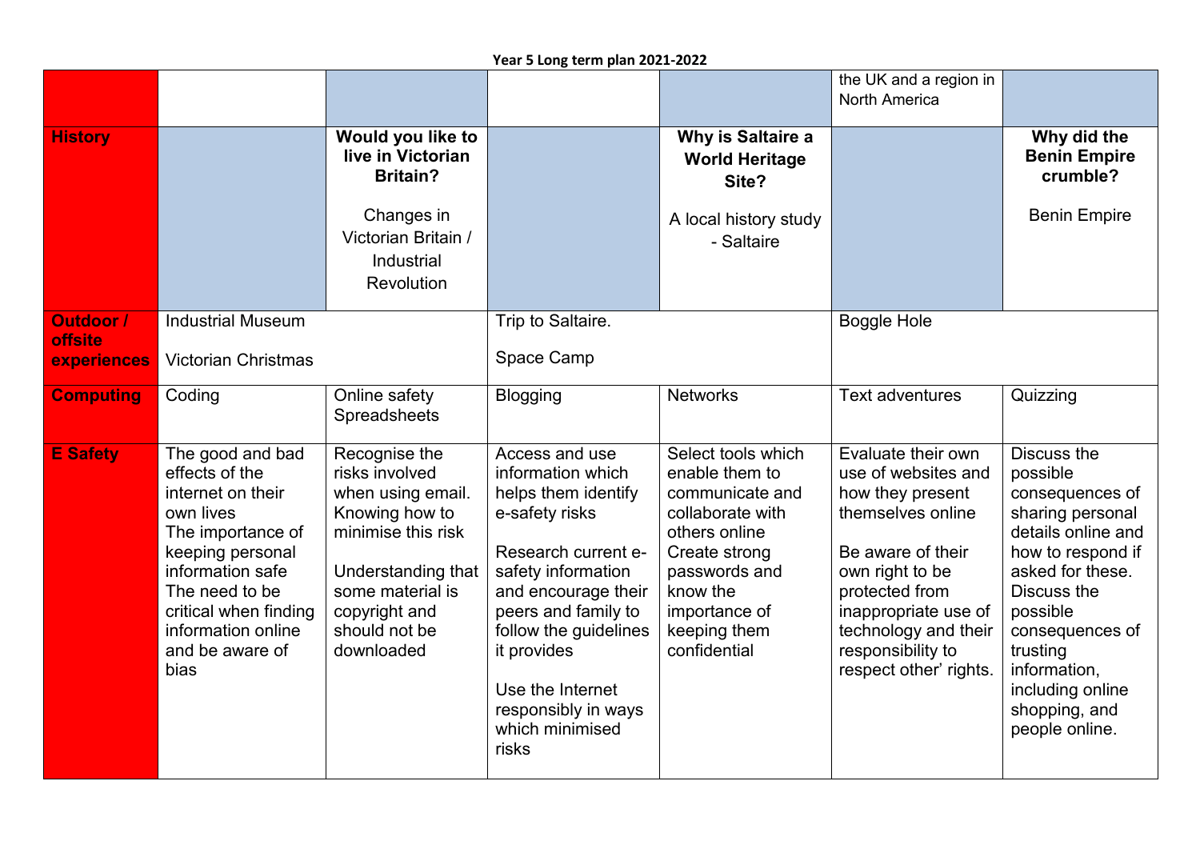**Year 5 Long term plan 2021-2022**

| | | | | | | |
|---|---|---|---|---|---|---|
| | | | | | the UK and a region in North America | |
| **History** | | **Would you like to live in Victorian Britain?**<br><br>Changes in Victorian Britain / Industrial Revolution | | **Why is Saltaire a World Heritage Site?**<br><br>A local history study - Saltaire | | **Why did the Benin Empire crumble?**<br><br>Benin Empire |
| **Outdoor / offsite experiences** | Industrial Museum<br><br>Victorian Christmas | | Trip to Saltaire.<br><br>Space Camp | | Boggle Hole | |
| **Computing** | Coding | Online safety<br>Spreadsheets | Blogging | Networks | Text adventures | Quizzing |
| **E Safety** | The good and bad effects of the internet on their own lives<br>The importance of keeping personal information safe<br>The need to be critical when finding information online and be aware of bias | Recognise the risks involved when using email. Knowing how to minimise this risk<br><br>Understanding that some material is copyright and should not be downloaded | Access and use information which helps them identify e-safety risks<br><br>Research current e-safety information and encourage their peers and family to follow the guidelines it provides<br><br>Use the Internet responsibly in ways which minimised risks | Select tools which enable them to communicate and collaborate with others online<br>Create strong passwords and know the importance of keeping them confidential | Evaluate their own use of websites and how they present themselves online<br><br>Be aware of their own right to be protected from inappropriate use of technology and their responsibility to respect other' rights. | Discuss the possible consequences of sharing personal details online and how to respond if asked for these.<br>Discuss the possible consequences of trusting information, including online shopping, and people online. |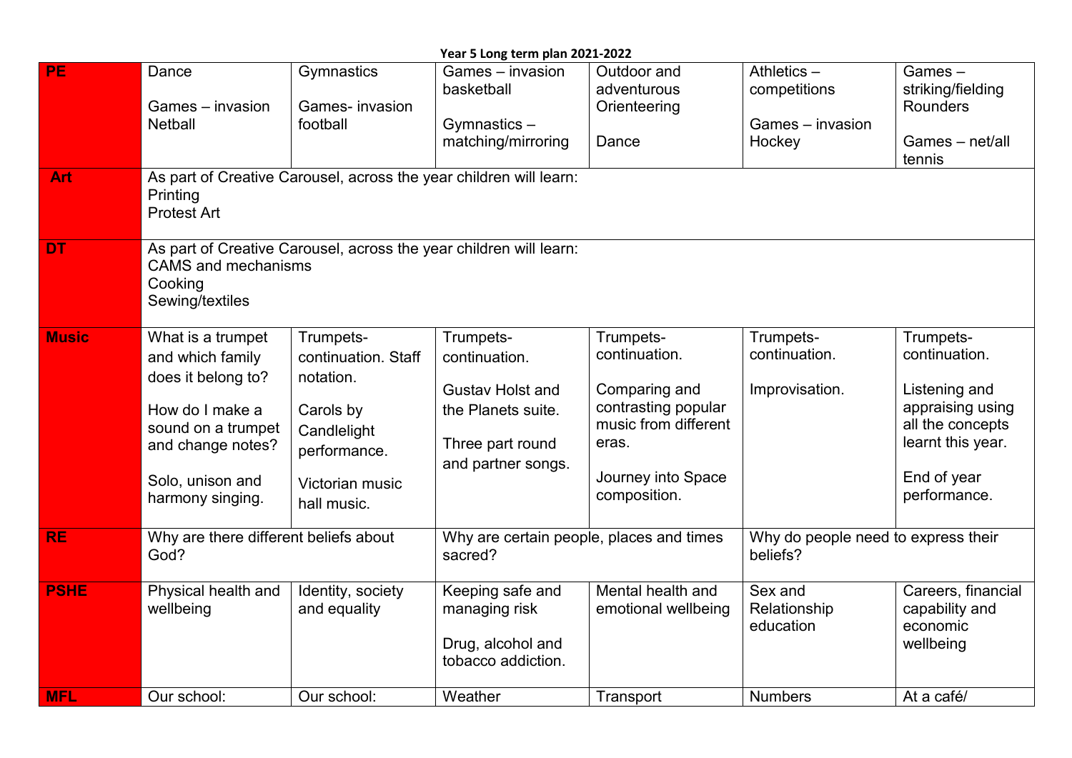**Year 5 Long term plan 2021-2022**

| | | | | | | |
|---|---|---|---|---|---|---|
| **PE** | Dance<br><br>Games – invasion Netball | Gymnastics<br><br>Games- invasion football | Games – invasion basketball<br><br>Gymnastics – matching/mirroring | Outdoor and adventurous Orienteering<br><br>Dance | Athletics – competitions<br><br>Games – invasion Hockey | Games – striking/fielding Rounders<br><br>Games – net/all tennis |
| **Art** | As part of Creative Carousel, across the year children will learn:<br>Printing<br>Protest Art | | | | | |
| **DT** | As part of Creative Carousel, across the year children will learn:<br>CAMS and mechanisms<br>Cooking<br>Sewing/textiles | | | | | |
| **Music** | What is a trumpet and which family does it belong to?<br><br>How do I make a sound on a trumpet and change notes?<br><br>Solo, unison and harmony singing. | Trumpets-continuation. Staff notation.<br><br>Carols by Candlelight performance.<br><br>Victorian music hall music. | Trumpets-continuation.<br><br>Gustav Holst and the Planets suite.<br><br>Three part round and partner songs. | Trumpets-continuation.<br><br>Comparing and contrasting popular music from different eras.<br><br>Journey into Space composition. | Trumpets-continuation.<br><br>Improvisation. | Trumpets-continuation.<br><br>Listening and appraising using all the concepts learnt this year.<br><br>End of year performance. |
| **RE** | Why are there different beliefs about God? | | Why are certain people, places and times sacred? | | Why do people need to express their beliefs? | |
| **PSHE** | Physical health and wellbeing | Identity, society and equality | Keeping safe and managing risk<br><br>Drug, alcohol and tobacco addiction. | Mental health and emotional wellbeing | Sex and Relationship education | Careers, financial capability and economic wellbeing |
| **MFL** | Our school: | Our school: | Weather | Transport | Numbers | At a café/ |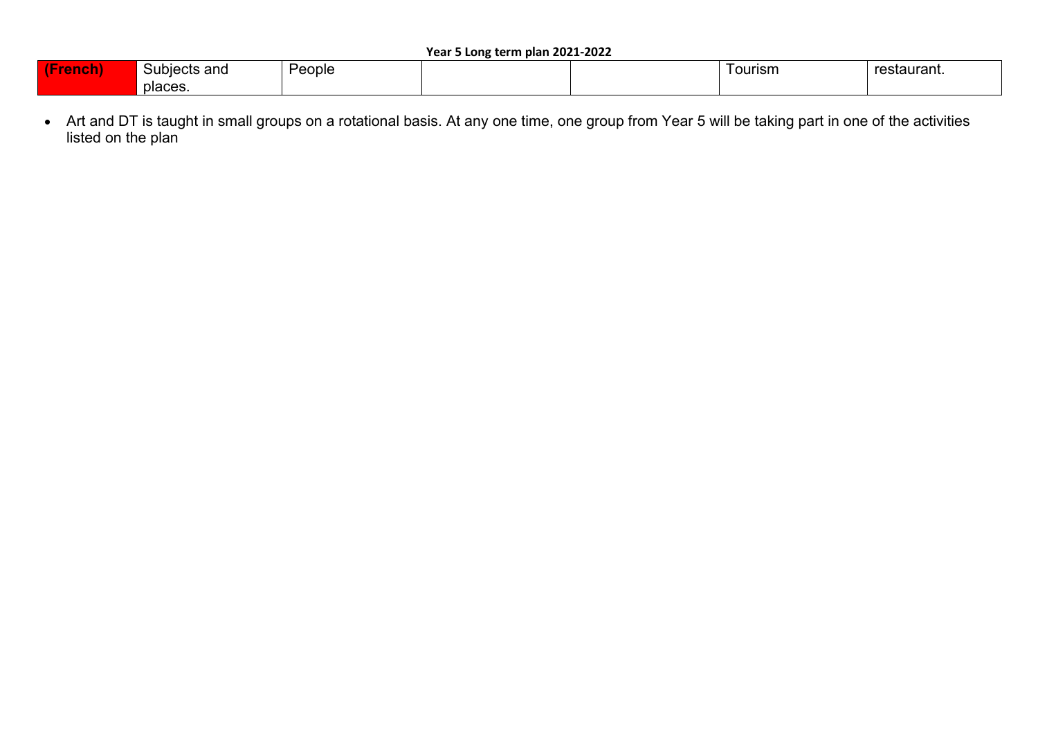**Year 5 Long term plan 2021-2022**

| | | | | | | |
|---|---|---|---|---|---|---|
| **(French)** | Subjects and places. | People | | | Tourism | restaurant. |

- Art and DT is taught in small groups on a rotational basis. At any one time, one group from Year 5 will be taking part in one of the activities listed on the plan